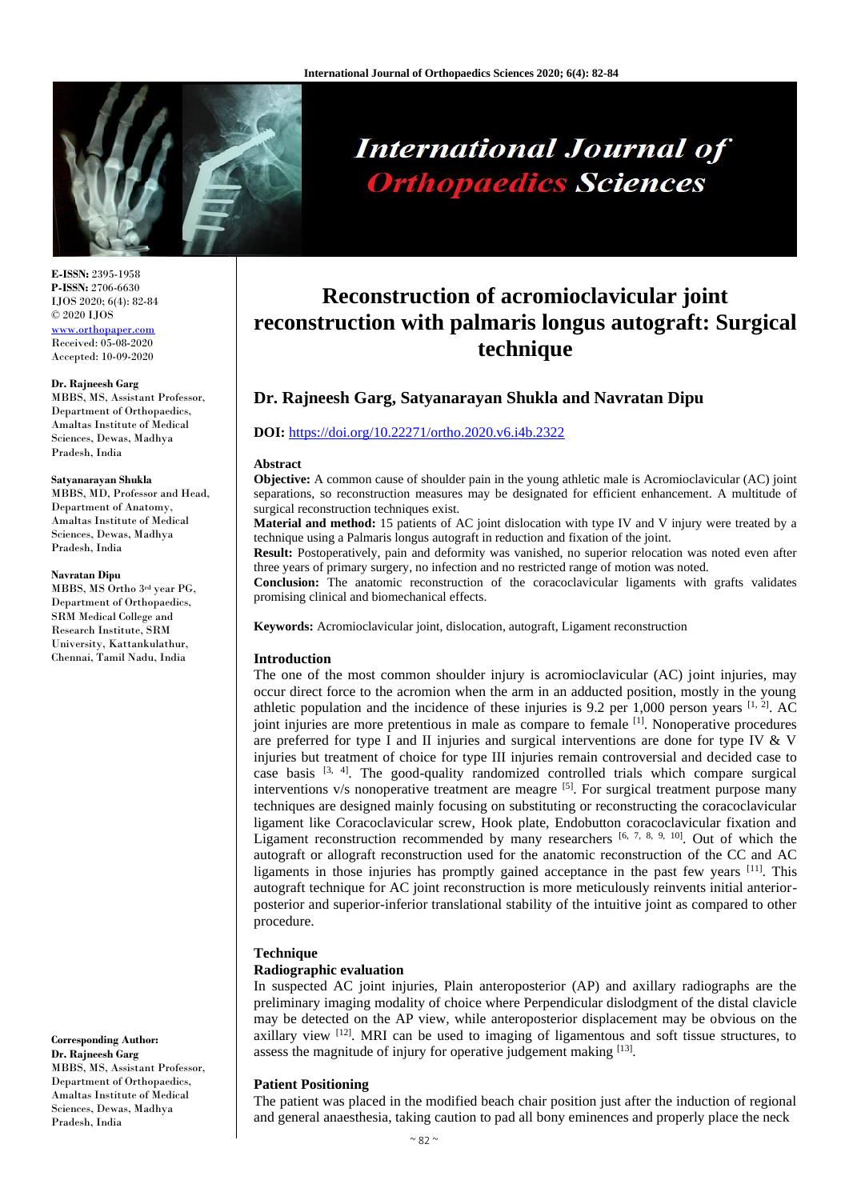# Reconstruction of acromioclavicular joint reconstruction with palmaris longus autograft: Surgical technique

**Dr. Rajneesh Garg, Satyanarayan Shukla and Navratan Dipu**

**DOI:** https://doi.org/10.22271/ortho.2020.v6.i4b.2322

**E-ISSN:** 2395-1958
**P-ISSN:** 2706-6630
IJOS 2020; 6(4): 82-84
© 2020 IJOS
www.orthopaper.com
Received: 05-08-2020
Accepted: 10-09-2020

**Dr. Rajneesh Garg**
MBBS, MS, Assistant Professor, Department of Orthopaedics, Amaltas Institute of Medical Sciences, Dewas, Madhya Pradesh, India

**Satyanarayan Shukla**
MBBS, MD, Professor and Head, Department of Anatomy, Amaltas Institute of Medical Sciences, Dewas, Madhya Pradesh, India

**Navratan Dipu**
MBBS, MS Ortho 3rd year PG, Department of Orthopaedics, SRM Medical College and Research Institute, SRM University, Kattankulathur, Chennai, Tamil Nadu, India

**Corresponding Author:**
**Dr. Rajneesh Garg**
MBBS, MS, Assistant Professor, Department of Orthopaedics, Amaltas Institute of Medical Sciences, Dewas, Madhya Pradesh, India

## Abstract

**Objective:** A common cause of shoulder pain in the young athletic male is Acromioclavicular (AC) joint separations, so reconstruction measures may be designated for efficient enhancement. A multitude of surgical reconstruction techniques exist.

**Material and method:** 15 patients of AC joint dislocation with type IV and V injury were treated by a technique using a Palmaris longus autograft in reduction and fixation of the joint.

**Result:** Postoperatively, pain and deformity was vanished, no superior relocation was noted even after three years of primary surgery, no infection and no restricted range of motion was noted.

**Conclusion:** The anatomic reconstruction of the coracoclavicular ligaments with grafts validates promising clinical and biomechanical effects.

**Keywords:** Acromioclavicular joint, dislocation, autograft, Ligament reconstruction

## Introduction

The one of the most common shoulder injury is acromioclavicular (AC) joint injuries, may occur direct force to the acromion when the arm in an adducted position, mostly in the young athletic population and the incidence of these injuries is 9.2 per 1,000 person years [1, 2]. AC joint injuries are more pretentious in male as compare to female [1]. Nonoperative procedures are preferred for type I and II injuries and surgical interventions are done for type IV & V injuries but treatment of choice for type III injuries remain controversial and decided case to case basis [3, 4]. The good-quality randomized controlled trials which compare surgical interventions v/s nonoperative treatment are meagre [5]. For surgical treatment purpose many techniques are designed mainly focusing on substituting or reconstructing the coracoclavicular ligament like Coracoclavicular screw, Hook plate, Endobutton coracoclavicular fixation and Ligament reconstruction recommended by many researchers [6, 7, 8, 9, 10]. Out of which the autograft or allograft reconstruction used for the anatomic reconstruction of the CC and AC ligaments in those injuries has promptly gained acceptance in the past few years [11]. This autograft technique for AC joint reconstruction is more meticulously reinvents initial anterior-posterior and superior-inferior translational stability of the intuitive joint as compared to other procedure.

## Technique

### Radiographic evaluation

In suspected AC joint injuries, Plain anteroposterior (AP) and axillary radiographs are the preliminary imaging modality of choice where Perpendicular dislodgment of the distal clavicle may be detected on the AP view, while anteroposterior displacement may be obvious on the axillary view [12]. MRI can be used to imaging of ligamentous and soft tissue structures, to assess the magnitude of injury for operative judgement making [13].

### Patient Positioning

The patient was placed in the modified beach chair position just after the induction of regional and general anaesthesia, taking caution to pad all bony eminences and properly place the neck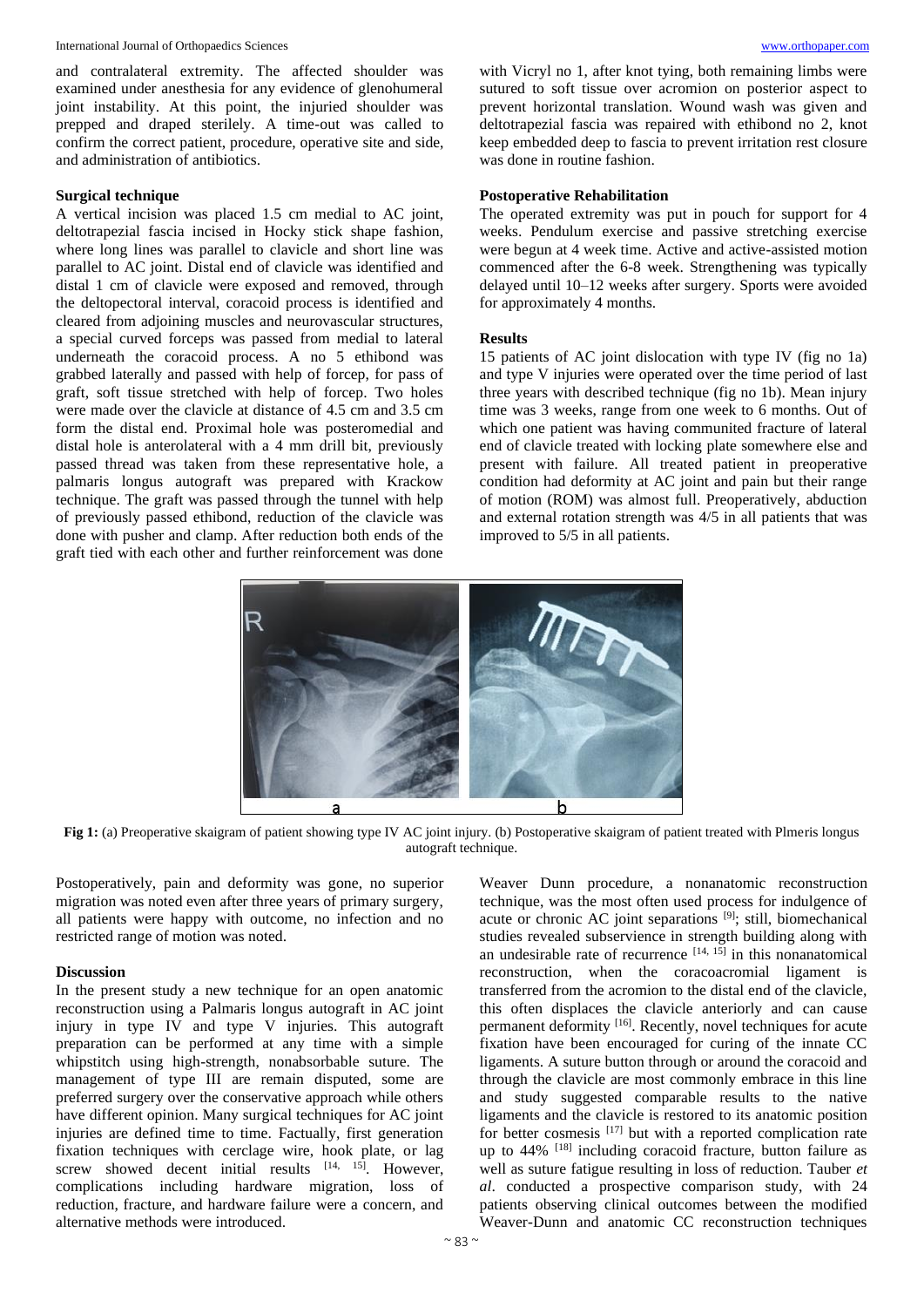and contralateral extremity. The affected shoulder was examined under anesthesia for any evidence of glenohumeral joint instability. At this point, the injuried shoulder was prepped and draped sterilely. A time-out was called to confirm the correct patient, procedure, operative site and side, and administration of antibiotics.

**Surgical technique**

A vertical incision was placed 1.5 cm medial to AC joint, deltotrapezial fascia incised in Hocky stick shape fashion, where long lines was parallel to clavicle and short line was parallel to AC joint. Distal end of clavicle was identified and distal 1 cm of clavicle were exposed and removed, through the deltopectoral interval, coracoid process is identified and cleared from adjoining muscles and neurovascular structures, a special curved forceps was passed from medial to lateral underneath the coracoid process. A no 5 ethibond was grabbed laterally and passed with help of forcep, for pass of graft, soft tissue stretched with help of forcep. Two holes were made over the clavicle at distance of 4.5 cm and 3.5 cm form the distal end. Proximal hole was posteromedial and distal hole is anterolateral with a 4 mm drill bit, previously passed thread was taken from these representative hole, a palmaris longus autograft was prepared with Krackow technique. The graft was passed through the tunnel with help of previously passed ethibond, reduction of the clavicle was done with pusher and clamp. After reduction both ends of the graft tied with each other and further reinforcement was done with Vicryl no 1, after knot tying, both remaining limbs were sutured to soft tissue over acromion on posterior aspect to prevent horizontal translation. Wound wash was given and deltotrapezial fascia was repaired with ethibond no 2, knot keep embedded deep to fascia to prevent irritation rest closure was done in routine fashion.

**Postoperative Rehabilitation**

The operated extremity was put in pouch for support for 4 weeks. Pendulum exercise and passive stretching exercise were begun at 4 week time. Active and active-assisted motion commenced after the 6-8 week. Strengthening was typically delayed until 10–12 weeks after surgery. Sports were avoided for approximately 4 months.

**Results**

15 patients of AC joint dislocation with type IV (fig no 1a) and type V injuries were operated over the time period of last three years with described technique (fig no 1b). Mean injury time was 3 weeks, range from one week to 6 months. Out of which one patient was having communited fracture of lateral end of clavicle treated with locking plate somewhere else and present with failure. All treated patient in preoperative condition had deformity at AC joint and pain but their range of motion (ROM) was almost full. Preoperatively, abduction and external rotation strength was 4/5 in all patients that was improved to 5/5 in all patients.

**Fig 1:** (a) Preoperative skaigram of patient showing type IV AC joint injury. (b) Postoperative skaigram of patient treated with Plmeris longus autograft technique.

Postoperatively, pain and deformity was gone, no superior migration was noted even after three years of primary surgery, all patients were happy with outcome, no infection and no restricted range of motion was noted.

**Discussion**

In the present study a new technique for an open anatomic reconstruction using a Palmaris longus autograft in AC joint injury in type IV and type V injuries. This autograft preparation can be performed at any time with a simple whipstitch using high-strength, nonabsorbable suture. The management of type III are remain disputed, some are preferred surgery over the conservative approach while others have different opinion. Many surgical techniques for AC joint injuries are defined time to time. Factually, first generation fixation techniques with cerclage wire, hook plate, or lag screw showed decent initial results [14, 15]. However, complications including hardware migration, loss of reduction, fracture, and hardware failure were a concern, and alternative methods were introduced.

Weaver Dunn procedure, a nonanatomic reconstruction technique, was the most often used process for indulgence of acute or chronic AC joint separations [9]; still, biomechanical studies revealed subservience in strength building along with an undesirable rate of recurrence [14, 15] in this nonanatomical reconstruction, when the coracoacromial ligament is transferred from the acromion to the distal end of the clavicle, this often displaces the clavicle anteriorly and can cause permanent deformity [16]. Recently, novel techniques for acute fixation have been encouraged for curing of the innate CC ligaments. A suture button through or around the coracoid and through the clavicle are most commonly embrace in this line and study suggested comparable results to the native ligaments and the clavicle is restored to its anatomic position for better cosmesis [17] but with a reported complication rate up to 44% [18] including coracoid fracture, button failure as well as suture fatigue resulting in loss of reduction. Tauber *et al*. conducted a prospective comparison study, with 24 patients observing clinical outcomes between the modified Weaver-Dunn and anatomic CC reconstruction techniques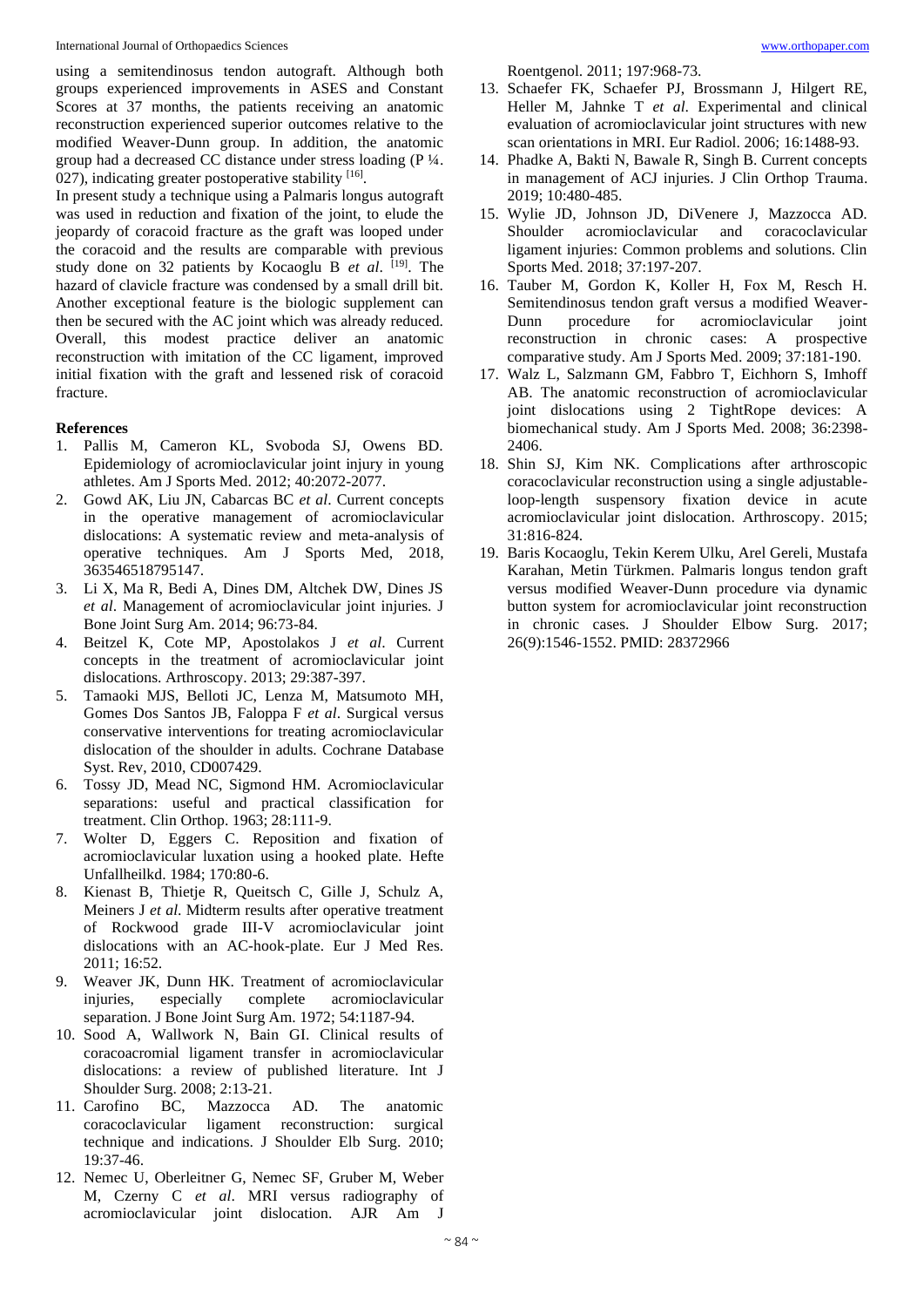using a semitendinosus tendon autograft. Although both groups experienced improvements in ASES and Constant Scores at 37 months, the patients receiving an anatomic reconstruction experienced superior outcomes relative to the modified Weaver-Dunn group. In addition, the anatomic group had a decreased CC distance under stress loading (P ¼. 027), indicating greater postoperative stability [16].

In present study a technique using a Palmaris longus autograft was used in reduction and fixation of the joint, to elude the jeopardy of coracoid fracture as the graft was looped under the coracoid and the results are comparable with previous study done on 32 patients by Kocaoglu B *et al*. [19]. The hazard of clavicle fracture was condensed by a small drill bit. Another exceptional feature is the biologic supplement can then be secured with the AC joint which was already reduced. Overall, this modest practice deliver an anatomic reconstruction with imitation of the CC ligament, improved initial fixation with the graft and lessened risk of coracoid fracture.

**References**

1. Pallis M, Cameron KL, Svoboda SJ, Owens BD. Epidemiology of acromioclavicular joint injury in young athletes. Am J Sports Med. 2012; 40:2072-2077.
2. Gowd AK, Liu JN, Cabarcas BC *et al*. Current concepts in the operative management of acromioclavicular dislocations: A systematic review and meta-analysis of operative techniques. Am J Sports Med, 2018, 363546518795147.
3. Li X, Ma R, Bedi A, Dines DM, Altchek DW, Dines JS *et al*. Management of acromioclavicular joint injuries. J Bone Joint Surg Am. 2014; 96:73-84.
4. Beitzel K, Cote MP, Apostolakos J *et al*. Current concepts in the treatment of acromioclavicular joint dislocations. Arthroscopy. 2013; 29:387-397.
5. Tamaoki MJS, Belloti JC, Lenza M, Matsumoto MH, Gomes Dos Santos JB, Faloppa F *et al*. Surgical versus conservative interventions for treating acromioclavicular dislocation of the shoulder in adults. Cochrane Database Syst. Rev, 2010, CD007429.
6. Tossy JD, Mead NC, Sigmond HM. Acromioclavicular separations: useful and practical classification for treatment. Clin Orthop. 1963; 28:111-9.
7. Wolter D, Eggers C. Reposition and fixation of acromioclavicular luxation using a hooked plate. Hefte Unfallheilkd. 1984; 170:80-6.
8. Kienast B, Thietje R, Queitsch C, Gille J, Schulz A, Meiners J *et al*. Midterm results after operative treatment of Rockwood grade III-V acromioclavicular joint dislocations with an AC-hook-plate. Eur J Med Res. 2011; 16:52.
9. Weaver JK, Dunn HK. Treatment of acromioclavicular injuries, especially complete acromioclavicular separation. J Bone Joint Surg Am. 1972; 54:1187-94.
10. Sood A, Wallwork N, Bain GI. Clinical results of coracoacromial ligament transfer in acromioclavicular dislocations: a review of published literature. Int J Shoulder Surg. 2008; 2:13-21.
11. Carofino BC, Mazzocca AD. The anatomic coracoclavicular ligament reconstruction: surgical technique and indications. J Shoulder Elb Surg. 2010; 19:37-46.
12. Nemec U, Oberleitner G, Nemec SF, Gruber M, Weber M, Czerny C *et al*. MRI versus radiography of acromioclavicular joint dislocation. AJR Am J Roentgenol. 2011; 197:968-73.
13. Schaefer FK, Schaefer PJ, Brossmann J, Hilgert RE, Heller M, Jahnke T *et al.* Experimental and clinical evaluation of acromioclavicular joint structures with new scan orientations in MRI. Eur Radiol. 2006; 16:1488-93.
14. Phadke A, Bakti N, Bawale R, Singh B. Current concepts in management of ACJ injuries. J Clin Orthop Trauma. 2019; 10:480-485.
15. Wylie JD, Johnson JD, DiVenere J, Mazzocca AD. Shoulder acromioclavicular and coracoclavicular ligament injuries: Common problems and solutions. Clin Sports Med. 2018; 37:197-207.
16. Tauber M, Gordon K, Koller H, Fox M, Resch H. Semitendinosus tendon graft versus a modified Weaver-Dunn procedure for acromioclavicular joint reconstruction in chronic cases: A prospective comparative study. Am J Sports Med. 2009; 37:181-190.
17. Walz L, Salzmann GM, Fabbro T, Eichhorn S, Imhoff AB. The anatomic reconstruction of acromioclavicular joint dislocations using 2 TightRope devices: A biomechanical study. Am J Sports Med. 2008; 36:2398-2406.
18. Shin SJ, Kim NK. Complications after arthroscopic coracoclavicular reconstruction using a single adjustable-loop-length suspensory fixation device in acute acromioclavicular joint dislocation. Arthroscopy. 2015; 31:816-824.
19. Baris Kocaoglu, Tekin Kerem Ulku, Arel Gereli, Mustafa Karahan, Metin Türkmen. Palmaris longus tendon graft versus modified Weaver-Dunn procedure via dynamic button system for acromioclavicular joint reconstruction in chronic cases. J Shoulder Elbow Surg. 2017; 26(9):1546-1552. PMID: 28372966